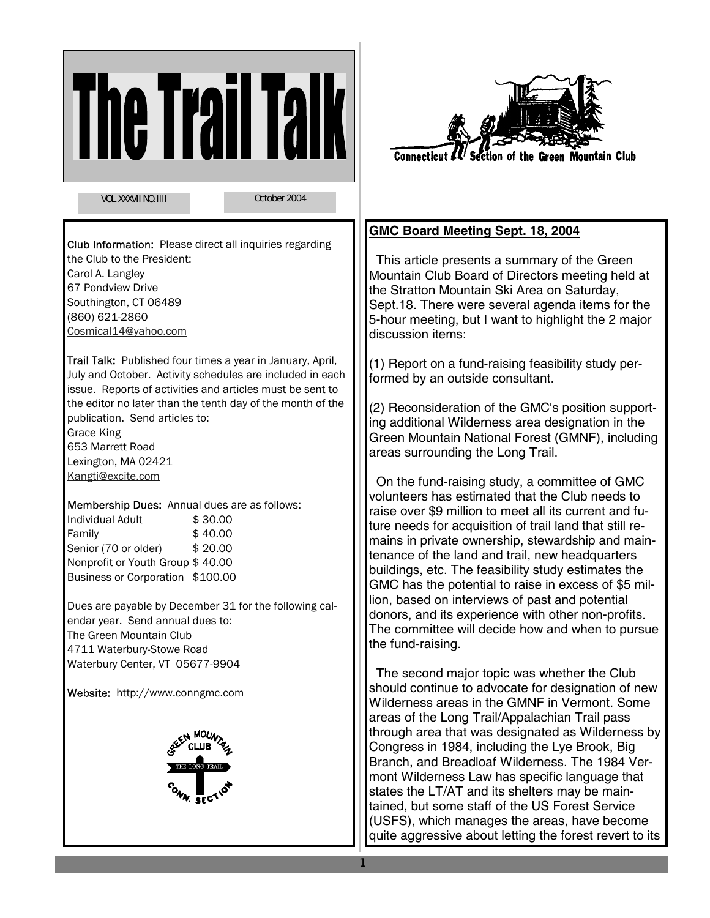# The Trail Talk

Connecticut Section of the Green Mountain Club

VOL. XXXVI NO. IIII

October 2004

**Club Information:** Please direct all inquiries regarding the Club to the President:
Carol A. Langley
67 Pondview Drive
Southington, CT 06489
(860) 621-2860
Cosmical14@yahoo.com

**Trail Talk:** Published four times a year in January, April, July and October. Activity schedules are included in each issue. Reports of activities and articles must be sent to the editor no later than the tenth day of the month of the publication. Send articles to:
Grace King
653 Marrett Road
Lexington, MA 02421
Kangti@excite.com

**Membership Dues:** Annual dues are as follows:

| | |
|---|---|
| Individual Adult | $ 30.00 |
| Family | $ 40.00 |
| Senior (70 or older) | $ 20.00 |
| Nonprofit or Youth Group | $ 40.00 |
| Business or Corporation | $100.00 |

Dues are payable by December 31 for the following calendar year. Send annual dues to:
The Green Mountain Club
4711 Waterbury-Stowe Road
Waterbury Center, VT 05677-9904

**Website:** http://www.conngmc.com

GREEN MOUNTAIN CLUB
THE LONG TRAIL
CONN. SECTION

## GMC Board Meeting Sept. 18, 2004

This article presents a summary of the Green Mountain Club Board of Directors meeting held at the Stratton Mountain Ski Area on Saturday, Sept.18. There were several agenda items for the 5-hour meeting, but I want to highlight the 2 major discussion items:

(1) Report on a fund-raising feasibility study performed by an outside consultant.

(2) Reconsideration of the GMC's position supporting additional Wilderness area designation in the Green Mountain National Forest (GMNF), including areas surrounding the Long Trail.

On the fund-raising study, a committee of GMC volunteers has estimated that the Club needs to raise over $9 million to meet all its current and future needs for acquisition of trail land that still remains in private ownership, stewardship and maintenance of the land and trail, new headquarters buildings, etc. The feasibility study estimates the GMC has the potential to raise in excess of $5 million, based on interviews of past and potential donors, and its experience with other non-profits. The committee will decide how and when to pursue the fund-raising.

The second major topic was whether the Club should continue to advocate for designation of new Wilderness areas in the GMNF in Vermont. Some areas of the Long Trail/Appalachian Trail pass through area that was designated as Wilderness by Congress in 1984, including the Lye Brook, Big Branch, and Breadloaf Wilderness. The 1984 Vermont Wilderness Law has specific language that states the LT/AT and its shelters may be maintained, but some staff of the US Forest Service (USFS), which manages the areas, have become quite aggressive about letting the forest revert to its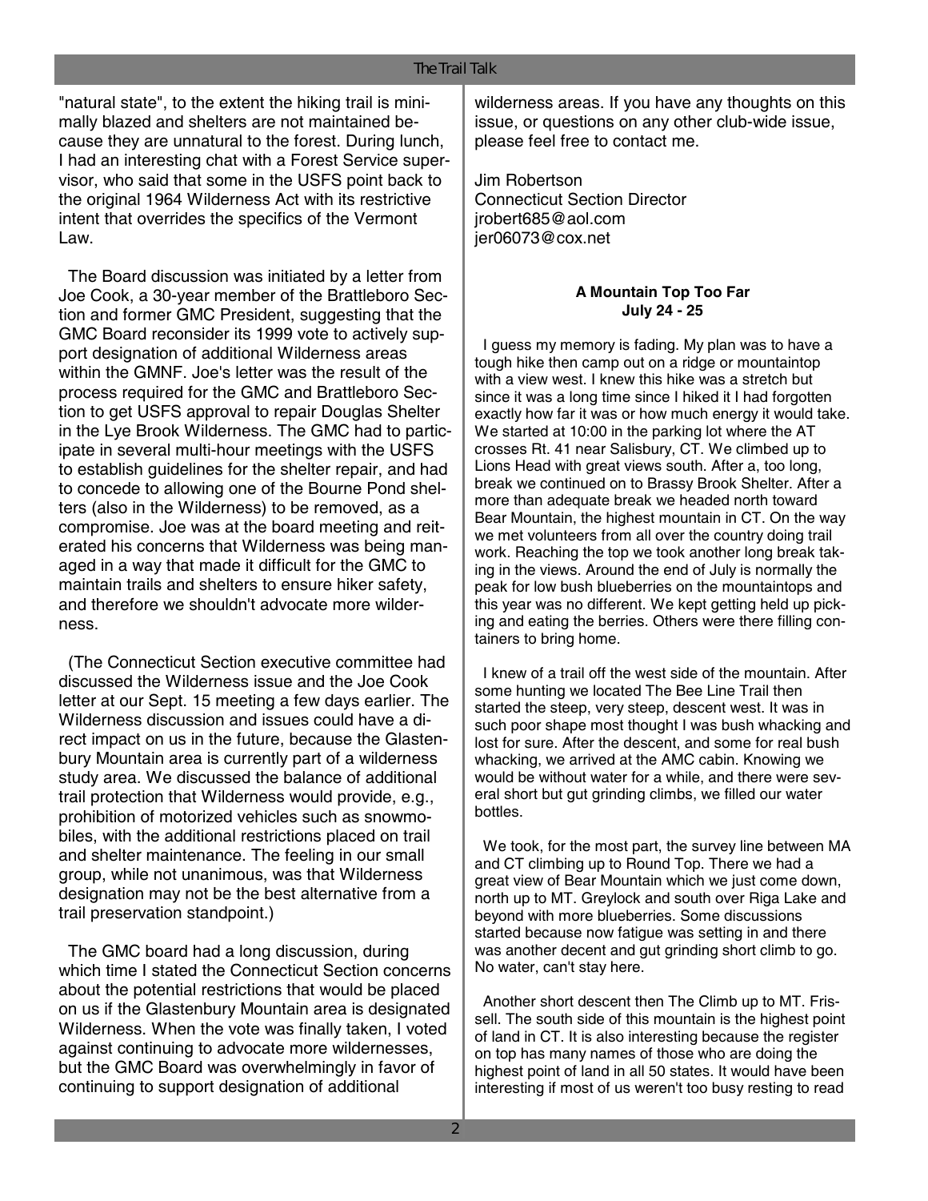"natural state", to the extent the hiking trail is minimally blazed and shelters are not maintained because they are unnatural to the forest. During lunch, I had an interesting chat with a Forest Service supervisor, who said that some in the USFS point back to the original 1964 Wilderness Act with its restrictive intent that overrides the specifics of the Vermont Law.

The Board discussion was initiated by a letter from Joe Cook, a 30-year member of the Brattleboro Section and former GMC President, suggesting that the GMC Board reconsider its 1999 vote to actively support designation of additional Wilderness areas within the GMNF. Joe's letter was the result of the process required for the GMC and Brattleboro Section to get USFS approval to repair Douglas Shelter in the Lye Brook Wilderness. The GMC had to participate in several multi-hour meetings with the USFS to establish guidelines for the shelter repair, and had to concede to allowing one of the Bourne Pond shelters (also in the Wilderness) to be removed, as a compromise. Joe was at the board meeting and reiterated his concerns that Wilderness was being managed in a way that made it difficult for the GMC to maintain trails and shelters to ensure hiker safety, and therefore we shouldn't advocate more wilderness.

(The Connecticut Section executive committee had discussed the Wilderness issue and the Joe Cook letter at our Sept. 15 meeting a few days earlier. The Wilderness discussion and issues could have a direct impact on us in the future, because the Glastenbury Mountain area is currently part of a wilderness study area. We discussed the balance of additional trail protection that Wilderness would provide, e.g., prohibition of motorized vehicles such as snowmobiles, with the additional restrictions placed on trail and shelter maintenance. The feeling in our small group, while not unanimous, was that Wilderness designation may not be the best alternative from a trail preservation standpoint.)

The GMC board had a long discussion, during which time I stated the Connecticut Section concerns about the potential restrictions that would be placed on us if the Glastenbury Mountain area is designated Wilderness. When the vote was finally taken, I voted against continuing to advocate more wildernesses, but the GMC Board was overwhelmingly in favor of continuing to support designation of additional wilderness areas. If you have any thoughts on this issue, or questions on any other club-wide issue, please feel free to contact me.

Jim Robertson
Connecticut Section Director
jrobert685@aol.com
jer06073@cox.net

**A Mountain Top Too Far**
**July 24 - 25**

I guess my memory is fading. My plan was to have a tough hike then camp out on a ridge or mountaintop with a view west. I knew this hike was a stretch but since it was a long time since I hiked it I had forgotten exactly how far it was or how much energy it would take. We started at 10:00 in the parking lot where the AT crosses Rt. 41 near Salisbury, CT. We climbed up to Lions Head with great views south. After a, too long, break we continued on to Brassy Brook Shelter. After a more than adequate break we headed north toward Bear Mountain, the highest mountain in CT. On the way we met volunteers from all over the country doing trail work. Reaching the top we took another long break taking in the views. Around the end of July is normally the peak for low bush blueberries on the mountaintops and this year was no different. We kept getting held up picking and eating the berries. Others were there filling containers to bring home.

I knew of a trail off the west side of the mountain. After some hunting we located The Bee Line Trail then started the steep, very steep, descent west. It was in such poor shape most thought I was bush whacking and lost for sure. After the descent, and some for real bush whacking, we arrived at the AMC cabin. Knowing we would be without water for a while, and there were several short but gut grinding climbs, we filled our water bottles.

We took, for the most part, the survey line between MA and CT climbing up to Round Top. There we had a great view of Bear Mountain which we just came down, north up to MT. Greylock and south over Riga Lake and beyond with more blueberries. Some discussions started because now fatigue was setting in and there was another decent and gut grinding short climb to go. No water, can't stay here.

Another short descent then The Climb up to MT. Frissell. The south side of this mountain is the highest point of land in CT. It is also interesting because the register on top has many names of those who are doing the highest point of land in all 50 states. It would have been interesting if most of us weren't too busy resting to read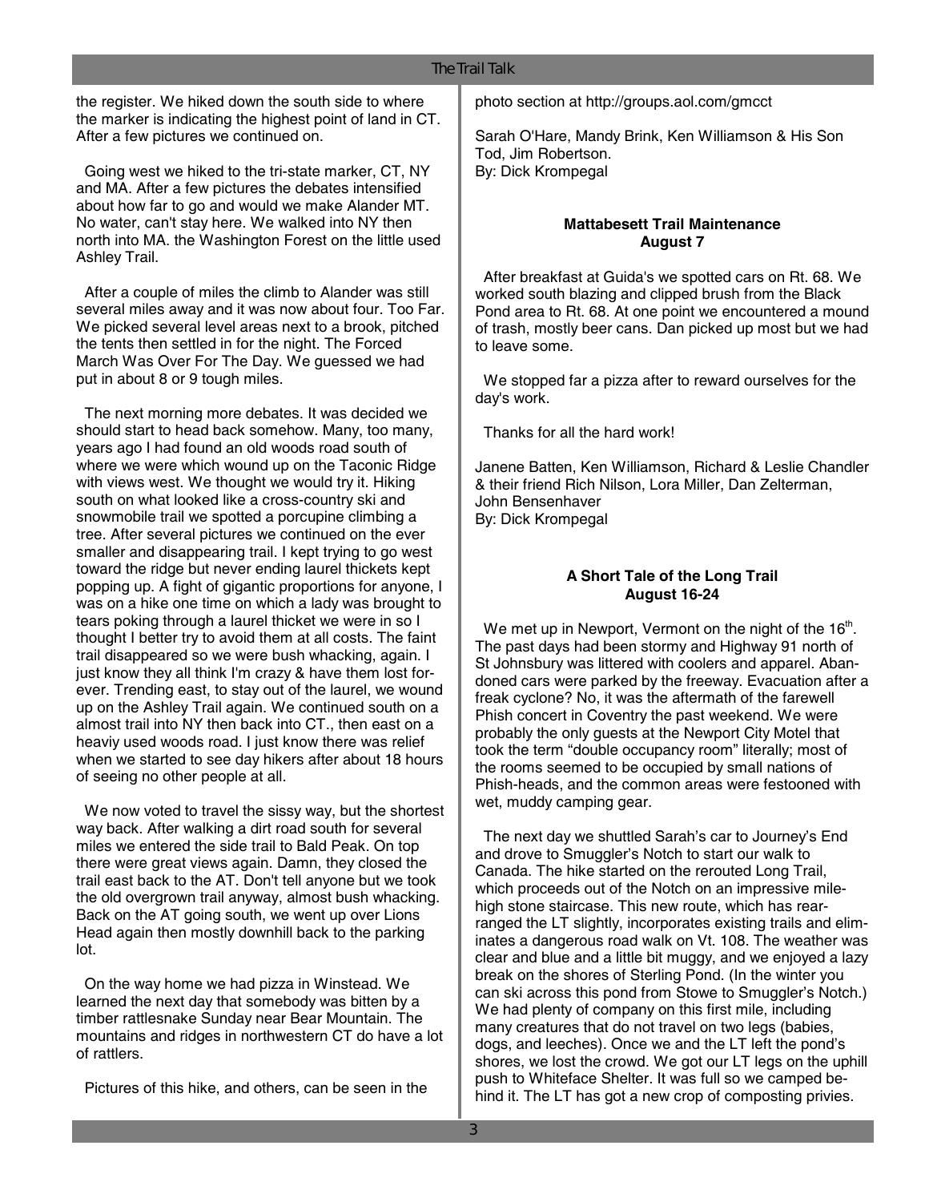the register. We hiked down the south side to where the marker is indicating the highest point of land in CT. After a few pictures we continued on.

Going west we hiked to the tri-state marker, CT, NY and MA. After a few pictures the debates intensified about how far to go and would we make Alander MT. No water, can't stay here. We walked into NY then north into MA. the Washington Forest on the little used Ashley Trail.

After a couple of miles the climb to Alander was still several miles away and it was now about four. Too Far. We picked several level areas next to a brook, pitched the tents then settled in for the night. The Forced March Was Over For The Day. We guessed we had put in about 8 or 9 tough miles.

The next morning more debates. It was decided we should start to head back somehow. Many, too many, years ago I had found an old woods road south of where we were which wound up on the Taconic Ridge with views west. We thought we would try it. Hiking south on what looked like a cross-country ski and snowmobile trail we spotted a porcupine climbing a tree. After several pictures we continued on the ever smaller and disappearing trail. I kept trying to go west toward the ridge but never ending laurel thickets kept popping up. A fight of gigantic proportions for anyone, I was on a hike one time on which a lady was brought to tears poking through a laurel thicket we were in so I thought I better try to avoid them at all costs. The faint trail disappeared so we were bush whacking, again. I just know they all think I'm crazy & have them lost forever. Trending east, to stay out of the laurel, we wound up on the Ashley Trail again. We continued south on a almost trail into NY then back into CT., then east on a heaviy used woods road. I just know there was relief when we started to see day hikers after about 18 hours of seeing no other people at all.

We now voted to travel the sissy way, but the shortest way back. After walking a dirt road south for several miles we entered the side trail to Bald Peak. On top there were great views again. Damn, they closed the trail east back to the AT. Don't tell anyone but we took the old overgrown trail anyway, almost bush whacking. Back on the AT going south, we went up over Lions Head again then mostly downhill back to the parking lot.

On the way home we had pizza in Winstead. We learned the next day that somebody was bitten by a timber rattlesnake Sunday near Bear Mountain. The mountains and ridges in northwestern CT do have a lot of rattlers.

Pictures of this hike, and others, can be seen in the photo section at http://groups.aol.com/gmcct

Sarah O'Hare, Mandy Brink, Ken Williamson & His Son Tod, Jim Robertson.
By: Dick Krompegal

### Mattabesett Trail Maintenance
### August 7

After breakfast at Guida's we spotted cars on Rt. 68. We worked south blazing and clipped brush from the Black Pond area to Rt. 68. At one point we encountered a mound of trash, mostly beer cans. Dan picked up most but we had to leave some.

We stopped far a pizza after to reward ourselves for the day's work.

Thanks for all the hard work!

Janene Batten, Ken Williamson, Richard & Leslie Chandler & their friend Rich Nilson, Lora Miller, Dan Zelterman, John Bensenhaver
By: Dick Krompegal

### A Short Tale of the Long Trail
### August 16-24

We met up in Newport, Vermont on the night of the 16th. The past days had been stormy and Highway 91 north of St Johnsbury was littered with coolers and apparel. Abandoned cars were parked by the freeway. Evacuation after a freak cyclone? No, it was the aftermath of the farewell Phish concert in Coventry the past weekend. We were probably the only guests at the Newport City Motel that took the term "double occupancy room" literally; most of the rooms seemed to be occupied by small nations of Phish-heads, and the common areas were festooned with wet, muddy camping gear.

The next day we shuttled Sarah's car to Journey's End and drove to Smuggler's Notch to start our walk to Canada. The hike started on the rerouted Long Trail, which proceeds out of the Notch on an impressive mile-high stone staircase. This new route, which has rearranged the LT slightly, incorporates existing trails and eliminates a dangerous road walk on Vt. 108. The weather was clear and blue and a little bit muggy, and we enjoyed a lazy break on the shores of Sterling Pond. (In the winter you can ski across this pond from Stowe to Smuggler's Notch.) We had plenty of company on this first mile, including many creatures that do not travel on two legs (babies, dogs, and leeches). Once we and the LT left the pond's shores, we lost the crowd. We got our LT legs on the uphill push to Whiteface Shelter. It was full so we camped behind it. The LT has got a new crop of composting privies.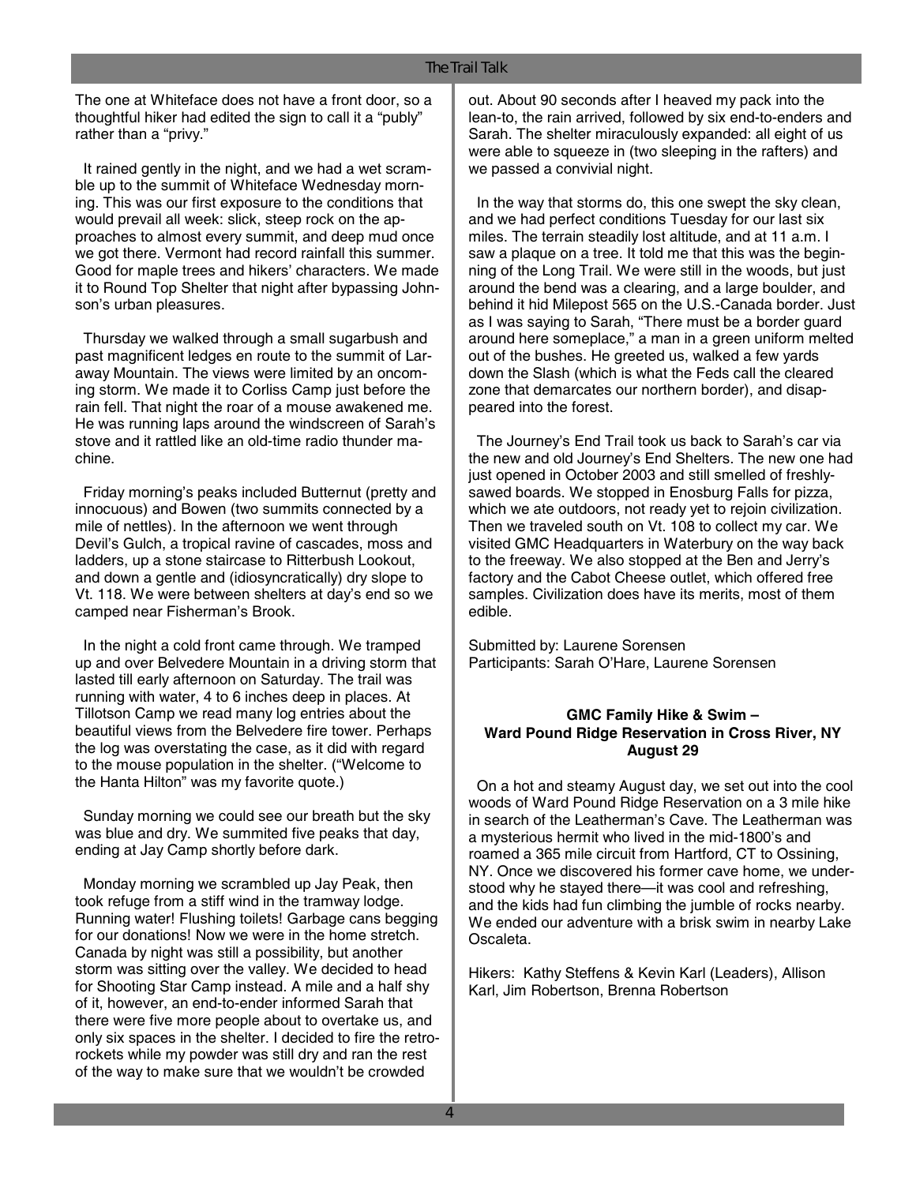The one at Whiteface does not have a front door, so a thoughtful hiker had edited the sign to call it a "publy" rather than a "privy."

It rained gently in the night, and we had a wet scramble up to the summit of Whiteface Wednesday morning. This was our first exposure to the conditions that would prevail all week: slick, steep rock on the approaches to almost every summit, and deep mud once we got there. Vermont had record rainfall this summer. Good for maple trees and hikers' characters. We made it to Round Top Shelter that night after bypassing Johnson's urban pleasures.

Thursday we walked through a small sugarbush and past magnificent ledges en route to the summit of Laraway Mountain. The views were limited by an oncoming storm. We made it to Corliss Camp just before the rain fell. That night the roar of a mouse awakened me. He was running laps around the windscreen of Sarah's stove and it rattled like an old-time radio thunder machine.

Friday morning's peaks included Butternut (pretty and innocuous) and Bowen (two summits connected by a mile of nettles). In the afternoon we went through Devil's Gulch, a tropical ravine of cascades, moss and ladders, up a stone staircase to Ritterbush Lookout, and down a gentle and (idiosyncratically) dry slope to Vt. 118. We were between shelters at day's end so we camped near Fisherman's Brook.

In the night a cold front came through. We tramped up and over Belvedere Mountain in a driving storm that lasted till early afternoon on Saturday. The trail was running with water, 4 to 6 inches deep in places. At Tillotson Camp we read many log entries about the beautiful views from the Belvedere fire tower. Perhaps the log was overstating the case, as it did with regard to the mouse population in the shelter. ("Welcome to the Hanta Hilton" was my favorite quote.)

Sunday morning we could see our breath but the sky was blue and dry. We summited five peaks that day, ending at Jay Camp shortly before dark.

Monday morning we scrambled up Jay Peak, then took refuge from a stiff wind in the tramway lodge. Running water! Flushing toilets! Garbage cans begging for our donations! Now we were in the home stretch. Canada by night was still a possibility, but another storm was sitting over the valley. We decided to head for Shooting Star Camp instead. A mile and a half shy of it, however, an end-to-ender informed Sarah that there were five more people about to overtake us, and only six spaces in the shelter. I decided to fire the retro-rockets while my powder was still dry and ran the rest of the way to make sure that we wouldn't be crowded out. About 90 seconds after I heaved my pack into the lean-to, the rain arrived, followed by six end-to-enders and Sarah. The shelter miraculously expanded: all eight of us were able to squeeze in (two sleeping in the rafters) and we passed a convivial night.

In the way that storms do, this one swept the sky clean, and we had perfect conditions Tuesday for our last six miles. The terrain steadily lost altitude, and at 11 a.m. I saw a plaque on a tree. It told me that this was the beginning of the Long Trail. We were still in the woods, but just around the bend was a clearing, and a large boulder, and behind it hid Milepost 565 on the U.S.-Canada border. Just as I was saying to Sarah, "There must be a border guard around here someplace," a man in a green uniform melted out of the bushes. He greeted us, walked a few yards down the Slash (which is what the Feds call the cleared zone that demarcates our northern border), and disappeared into the forest.

The Journey's End Trail took us back to Sarah's car via the new and old Journey's End Shelters. The new one had just opened in October 2003 and still smelled of freshly-sawed boards. We stopped in Enosburg Falls for pizza, which we ate outdoors, not ready yet to rejoin civilization. Then we traveled south on Vt. 108 to collect my car. We visited GMC Headquarters in Waterbury on the way back to the freeway. We also stopped at the Ben and Jerry's factory and the Cabot Cheese outlet, which offered free samples. Civilization does have its merits, most of them edible.

Submitted by: Laurene Sorensen
Participants: Sarah O'Hare, Laurene Sorensen

### GMC Family Hike & Swim – Ward Pound Ridge Reservation in Cross River, NY August 29

On a hot and steamy August day, we set out into the cool woods of Ward Pound Ridge Reservation on a 3 mile hike in search of the Leatherman's Cave. The Leatherman was a mysterious hermit who lived in the mid-1800's and roamed a 365 mile circuit from Hartford, CT to Ossining, NY. Once we discovered his former cave home, we understood why he stayed there—it was cool and refreshing, and the kids had fun climbing the jumble of rocks nearby. We ended our adventure with a brisk swim in nearby Lake Oscaleta.

Hikers: Kathy Steffens & Kevin Karl (Leaders), Allison Karl, Jim Robertson, Brenna Robertson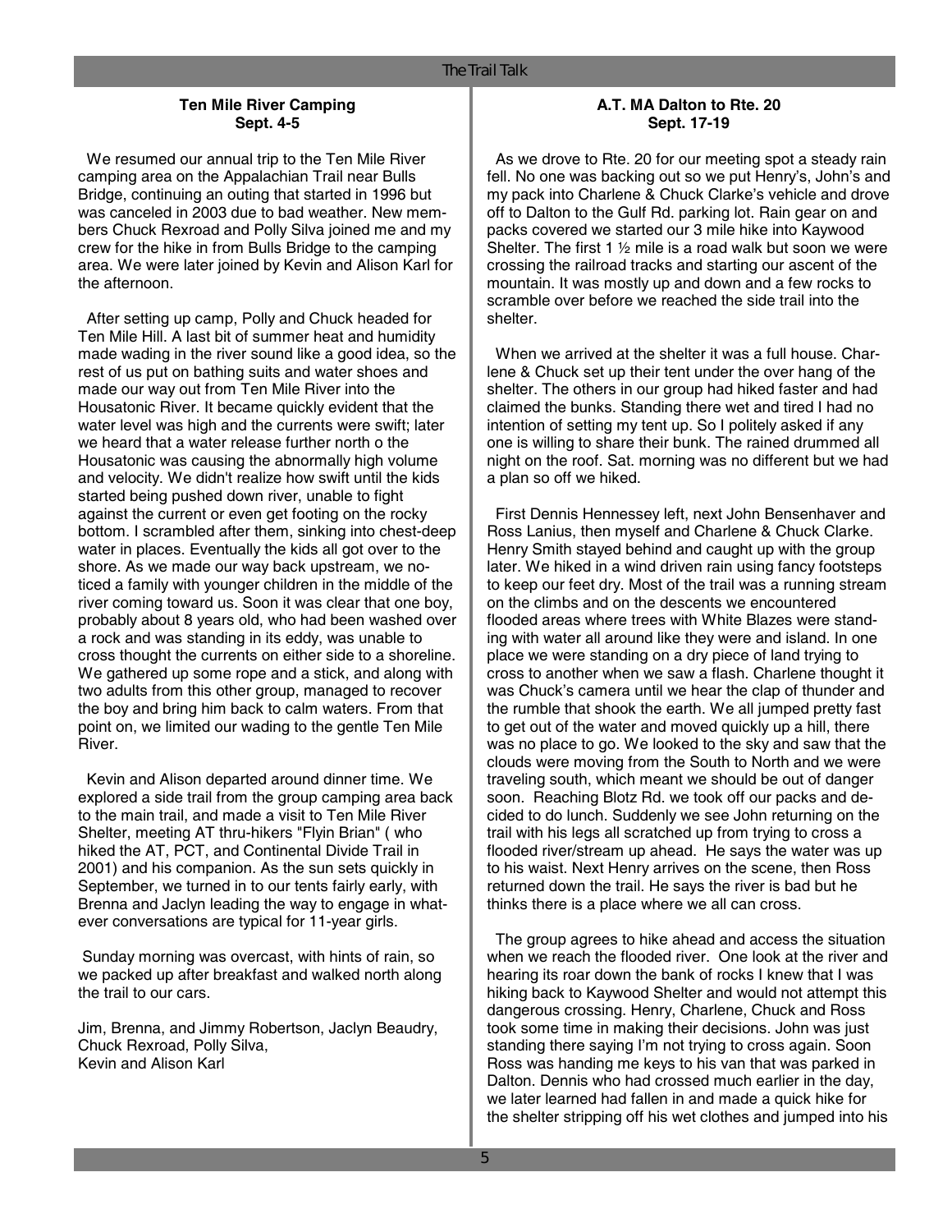## Ten Mile River Camping
**Sept. 4-5**

We resumed our annual trip to the Ten Mile River camping area on the Appalachian Trail near Bulls Bridge, continuing an outing that started in 1996 but was canceled in 2003 due to bad weather. New members Chuck Rexroad and Polly Silva joined me and my crew for the hike in from Bulls Bridge to the camping area. We were later joined by Kevin and Alison Karl for the afternoon.

After setting up camp, Polly and Chuck headed for Ten Mile Hill. A last bit of summer heat and humidity made wading in the river sound like a good idea, so the rest of us put on bathing suits and water shoes and made our way out from Ten Mile River into the Housatonic River. It became quickly evident that the water level was high and the currents were swift; later we heard that a water release further north o the Housatonic was causing the abnormally high volume and velocity. We didn't realize how swift until the kids started being pushed down river, unable to fight against the current or even get footing on the rocky bottom. I scrambled after them, sinking into chest-deep water in places. Eventually the kids all got over to the shore. As we made our way back upstream, we noticed a family with younger children in the middle of the river coming toward us. Soon it was clear that one boy, probably about 8 years old, who had been washed over a rock and was standing in its eddy, was unable to cross thought the currents on either side to a shoreline. We gathered up some rope and a stick, and along with two adults from this other group, managed to recover the boy and bring him back to calm waters. From that point on, we limited our wading to the gentle Ten Mile River.

Kevin and Alison departed around dinner time. We explored a side trail from the group camping area back to the main trail, and made a visit to Ten Mile River Shelter, meeting AT thru-hikers "Flyin Brian" ( who hiked the AT, PCT, and Continental Divide Trail in 2001) and his companion. As the sun sets quickly in September, we turned in to our tents fairly early, with Brenna and Jaclyn leading the way to engage in whatever conversations are typical for 11-year girls.

Sunday morning was overcast, with hints of rain, so we packed up after breakfast and walked north along the trail to our cars.

Jim, Brenna, and Jimmy Robertson, Jaclyn Beaudry, Chuck Rexroad, Polly Silva,
Kevin and Alison Karl

## A.T. MA Dalton to Rte. 20
**Sept. 17-19**

As we drove to Rte. 20 for our meeting spot a steady rain fell. No one was backing out so we put Henry's, John's and my pack into Charlene & Chuck Clarke's vehicle and drove off to Dalton to the Gulf Rd. parking lot. Rain gear on and packs covered we started our 3 mile hike into Kaywood Shelter. The first 1 ½ mile is a road walk but soon we were crossing the railroad tracks and starting our ascent of the mountain. It was mostly up and down and a few rocks to scramble over before we reached the side trail into the shelter.

When we arrived at the shelter it was a full house. Charlene & Chuck set up their tent under the over hang of the shelter. The others in our group had hiked faster and had claimed the bunks. Standing there wet and tired I had no intention of setting my tent up. So I politely asked if any one is willing to share their bunk. The rained drummed all night on the roof. Sat. morning was no different but we had a plan so off we hiked.

First Dennis Hennessey left, next John Bensenhaver and Ross Lanius, then myself and Charlene & Chuck Clarke. Henry Smith stayed behind and caught up with the group later. We hiked in a wind driven rain using fancy footsteps to keep our feet dry. Most of the trail was a running stream on the climbs and on the descents we encountered flooded areas where trees with White Blazes were standing with water all around like they were and island. In one place we were standing on a dry piece of land trying to cross to another when we saw a flash. Charlene thought it was Chuck's camera until we hear the clap of thunder and the rumble that shook the earth. We all jumped pretty fast to get out of the water and moved quickly up a hill, there was no place to go. We looked to the sky and saw that the clouds were moving from the South to North and we were traveling south, which meant we should be out of danger soon. Reaching Blotz Rd. we took off our packs and decided to do lunch. Suddenly we see John returning on the trail with his legs all scratched up from trying to cross a flooded river/stream up ahead. He says the water was up to his waist. Next Henry arrives on the scene, then Ross returned down the trail. He says the river is bad but he thinks there is a place where we all can cross.

The group agrees to hike ahead and access the situation when we reach the flooded river. One look at the river and hearing its roar down the bank of rocks I knew that I was hiking back to Kaywood Shelter and would not attempt this dangerous crossing. Henry, Charlene, Chuck and Ross took some time in making their decisions. John was just standing there saying I'm not trying to cross again. Soon Ross was handing me keys to his van that was parked in Dalton. Dennis who had crossed much earlier in the day, we later learned had fallen in and made a quick hike for the shelter stripping off his wet clothes and jumped into his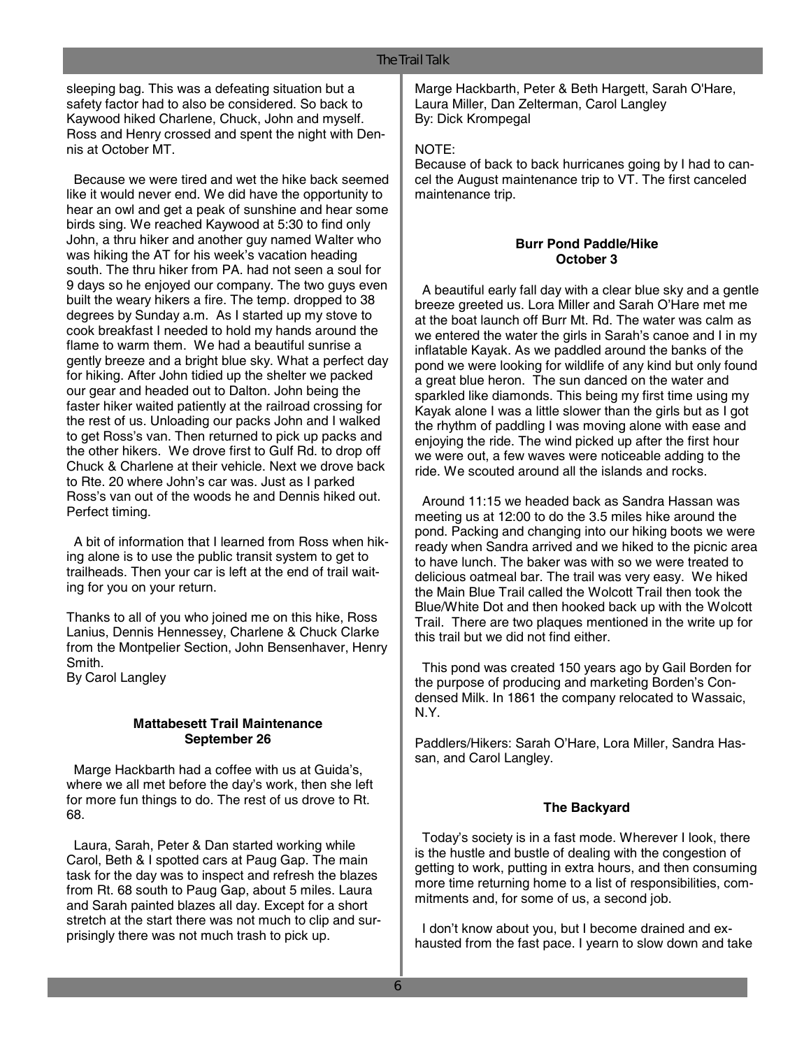sleeping bag. This was a defeating situation but a safety factor had to also be considered. So back to Kaywood hiked Charlene, Chuck, John and myself. Ross and Henry crossed and spent the night with Dennis at October MT.

Because we were tired and wet the hike back seemed like it would never end. We did have the opportunity to hear an owl and get a peak of sunshine and hear some birds sing. We reached Kaywood at 5:30 to find only John, a thru hiker and another guy named Walter who was hiking the AT for his week's vacation heading south. The thru hiker from PA. had not seen a soul for 9 days so he enjoyed our company. The two guys even built the weary hikers a fire. The temp. dropped to 38 degrees by Sunday a.m. As I started up my stove to cook breakfast I needed to hold my hands around the flame to warm them. We had a beautiful sunrise a gently breeze and a bright blue sky. What a perfect day for hiking. After John tidied up the shelter we packed our gear and headed out to Dalton. John being the faster hiker waited patiently at the railroad crossing for the rest of us. Unloading our packs John and I walked to get Ross's van. Then returned to pick up packs and the other hikers. We drove first to Gulf Rd. to drop off Chuck & Charlene at their vehicle. Next we drove back to Rte. 20 where John's car was. Just as I parked Ross's van out of the woods he and Dennis hiked out. Perfect timing.

A bit of information that I learned from Ross when hiking alone is to use the public transit system to get to trailheads. Then your car is left at the end of trail waiting for you on your return.

Thanks to all of you who joined me on this hike, Ross Lanius, Dennis Hennessey, Charlene & Chuck Clarke from the Montpelier Section, John Bensenhaver, Henry Smith.
By Carol Langley

### Mattabesett Trail Maintenance
### September 26

Marge Hackbarth had a coffee with us at Guida's, where we all met before the day's work, then she left for more fun things to do. The rest of us drove to Rt. 68.

Laura, Sarah, Peter & Dan started working while Carol, Beth & I spotted cars at Paug Gap. The main task for the day was to inspect and refresh the blazes from Rt. 68 south to Paug Gap, about 5 miles. Laura and Sarah painted blazes all day. Except for a short stretch at the start there was not much to clip and surprisingly there was not much trash to pick up.

Marge Hackbarth, Peter & Beth Hargett, Sarah O'Hare, Laura Miller, Dan Zelterman, Carol Langley
By: Dick Krompegal

NOTE:
Because of back to back hurricanes going by I had to cancel the August maintenance trip to VT. The first canceled maintenance trip.

### Burr Pond Paddle/Hike
### October 3

A beautiful early fall day with a clear blue sky and a gentle breeze greeted us. Lora Miller and Sarah O'Hare met me at the boat launch off Burr Mt. Rd. The water was calm as we entered the water the girls in Sarah's canoe and I in my inflatable Kayak. As we paddled around the banks of the pond we were looking for wildlife of any kind but only found a great blue heron. The sun danced on the water and sparkled like diamonds. This being my first time using my Kayak alone I was a little slower than the girls but as I got the rhythm of paddling I was moving alone with ease and enjoying the ride. The wind picked up after the first hour we were out, a few waves were noticeable adding to the ride. We scouted around all the islands and rocks.

Around 11:15 we headed back as Sandra Hassan was meeting us at 12:00 to do the 3.5 miles hike around the pond. Packing and changing into our hiking boots we were ready when Sandra arrived and we hiked to the picnic area to have lunch. The baker was with so we were treated to delicious oatmeal bar. The trail was very easy. We hiked the Main Blue Trail called the Wolcott Trail then took the Blue/White Dot and then hooked back up with the Wolcott Trail. There are two plaques mentioned in the write up for this trail but we did not find either.

This pond was created 150 years ago by Gail Borden for the purpose of producing and marketing Borden's Condensed Milk. In 1861 the company relocated to Wassaic, N.Y.

Paddlers/Hikers: Sarah O'Hare, Lora Miller, Sandra Hassan, and Carol Langley.

### The Backyard

Today's society is in a fast mode. Wherever I look, there is the hustle and bustle of dealing with the congestion of getting to work, putting in extra hours, and then consuming more time returning home to a list of responsibilities, commitments and, for some of us, a second job.

I don't know about you, but I become drained and exhausted from the fast pace. I yearn to slow down and take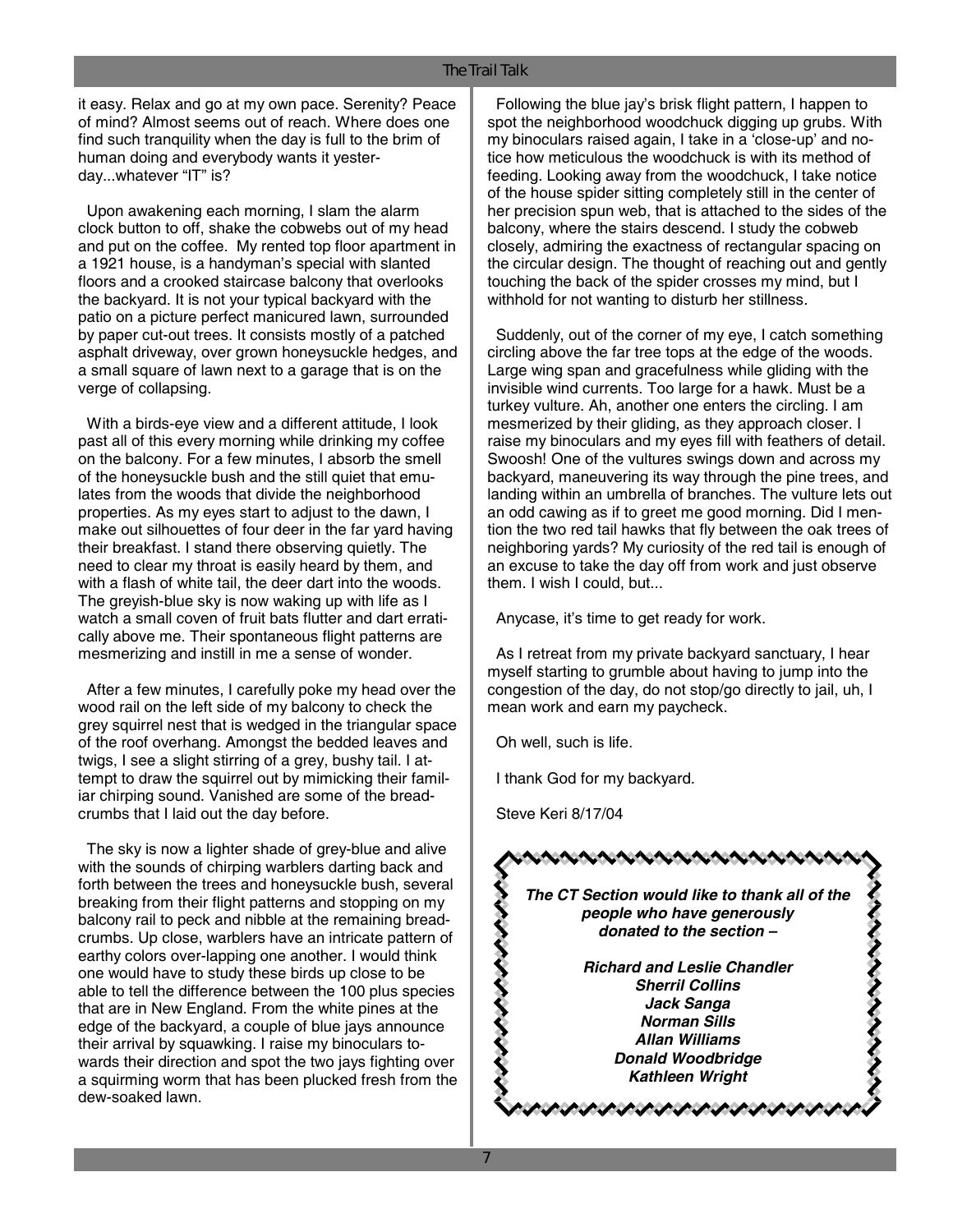it easy. Relax and go at my own pace. Serenity? Peace of mind? Almost seems out of reach. Where does one find such tranquility when the day is full to the brim of human doing and everybody wants it yesterday...whatever "IT" is?

Upon awakening each morning, I slam the alarm clock button to off, shake the cobwebs out of my head and put on the coffee. My rented top floor apartment in a 1921 house, is a handyman's special with slanted floors and a crooked staircase balcony that overlooks the backyard. It is not your typical backyard with the patio on a picture perfect manicured lawn, surrounded by paper cut-out trees. It consists mostly of a patched asphalt driveway, over grown honeysuckle hedges, and a small square of lawn next to a garage that is on the verge of collapsing.

With a birds-eye view and a different attitude, I look past all of this every morning while drinking my coffee on the balcony. For a few minutes, I absorb the smell of the honeysuckle bush and the still quiet that emulates from the woods that divide the neighborhood properties. As my eyes start to adjust to the dawn, I make out silhouettes of four deer in the far yard having their breakfast. I stand there observing quietly. The need to clear my throat is easily heard by them, and with a flash of white tail, the deer dart into the woods. The greyish-blue sky is now waking up with life as I watch a small coven of fruit bats flutter and dart erratically above me. Their spontaneous flight patterns are mesmerizing and instill in me a sense of wonder.

After a few minutes, I carefully poke my head over the wood rail on the left side of my balcony to check the grey squirrel nest that is wedged in the triangular space of the roof overhang. Amongst the bedded leaves and twigs, I see a slight stirring of a grey, bushy tail. I attempt to draw the squirrel out by mimicking their familiar chirping sound. Vanished are some of the breadcrumbs that I laid out the day before.

The sky is now a lighter shade of grey-blue and alive with the sounds of chirping warblers darting back and forth between the trees and honeysuckle bush, several breaking from their flight patterns and stopping on my balcony rail to peck and nibble at the remaining breadcrumbs. Up close, warblers have an intricate pattern of earthy colors over-lapping one another. I would think one would have to study these birds up close to be able to tell the difference between the 100 plus species that are in New England. From the white pines at the edge of the backyard, a couple of blue jays announce their arrival by squawking. I raise my binoculars towards their direction and spot the two jays fighting over a squirming worm that has been plucked fresh from the dew-soaked lawn.

Following the blue jay's brisk flight pattern, I happen to spot the neighborhood woodchuck digging up grubs. With my binoculars raised again, I take in a 'close-up' and notice how meticulous the woodchuck is with its method of feeding. Looking away from the woodchuck, I take notice of the house spider sitting completely still in the center of her precision spun web, that is attached to the sides of the balcony, where the stairs descend. I study the cobweb closely, admiring the exactness of rectangular spacing on the circular design. The thought of reaching out and gently touching the back of the spider crosses my mind, but I withhold for not wanting to disturb her stillness.

Suddenly, out of the corner of my eye, I catch something circling above the far tree tops at the edge of the woods. Large wing span and gracefulness while gliding with the invisible wind currents. Too large for a hawk. Must be a turkey vulture. Ah, another one enters the circling. I am mesmerized by their gliding, as they approach closer. I raise my binoculars and my eyes fill with feathers of detail. Swoosh! One of the vultures swings down and across my backyard, maneuvering its way through the pine trees, and landing within an umbrella of branches. The vulture lets out an odd cawing as if to greet me good morning. Did I mention the two red tail hawks that fly between the oak trees of neighboring yards? My curiosity of the red tail is enough of an excuse to take the day off from work and just observe them. I wish I could, but...

Anycase, it's time to get ready for work.

As I retreat from my private backyard sanctuary, I hear myself starting to grumble about having to jump into the congestion of the day, do not stop/go directly to jail, uh, I mean work and earn my paycheck.

Oh well, such is life.

I thank God for my backyard.

Steve Keri 8/17/04

***The CT Section would like to thank all of the people who have generously donated to the section –***

***Richard and Leslie Chandler***
***Sherril Collins***
***Jack Sanga***
***Norman Sills***
***Allan Williams***
***Donald Woodbridge***
***Kathleen Wright***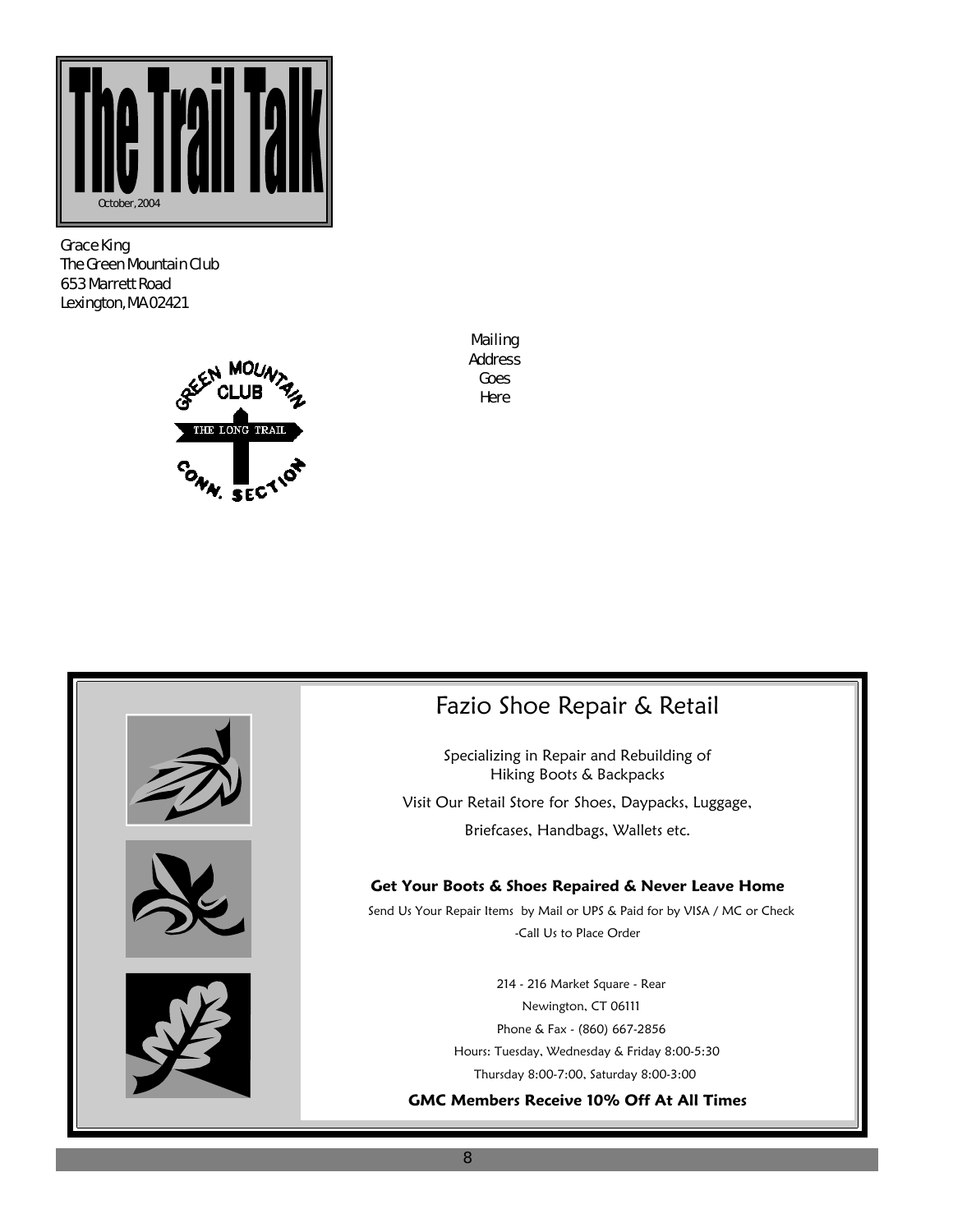# The Trail Talk

October, 2004

Grace King
The Green Mountain Club
653 Marrett Road
Lexington, MA 02421

GREEN MOUNTAIN CLUB
THE LONG TRAIL
CONN. SECTION

Mailing
Address
Goes
Here

## Fazio Shoe Repair & Retail

Specializing in Repair and Rebuilding of
Hiking Boots & Backpacks

Visit Our Retail Store for Shoes, Daypacks, Luggage,

Briefcases, Handbags, Wallets etc.

**Get Your Boots & Shoes Repaired & Never Leave Home**

Send Us Your Repair Items by Mail or UPS & Paid for by VISA / MC or Check
-Call Us to Place Order

214 - 216 Market Square - Rear
Newington, CT 06111
Phone & Fax - (860) 667-2856
Hours: Tuesday, Wednesday & Friday 8:00-5:30
Thursday 8:00-7:00, Saturday 8:00-3:00

**GMC Members Receive 10% Off At All Times**